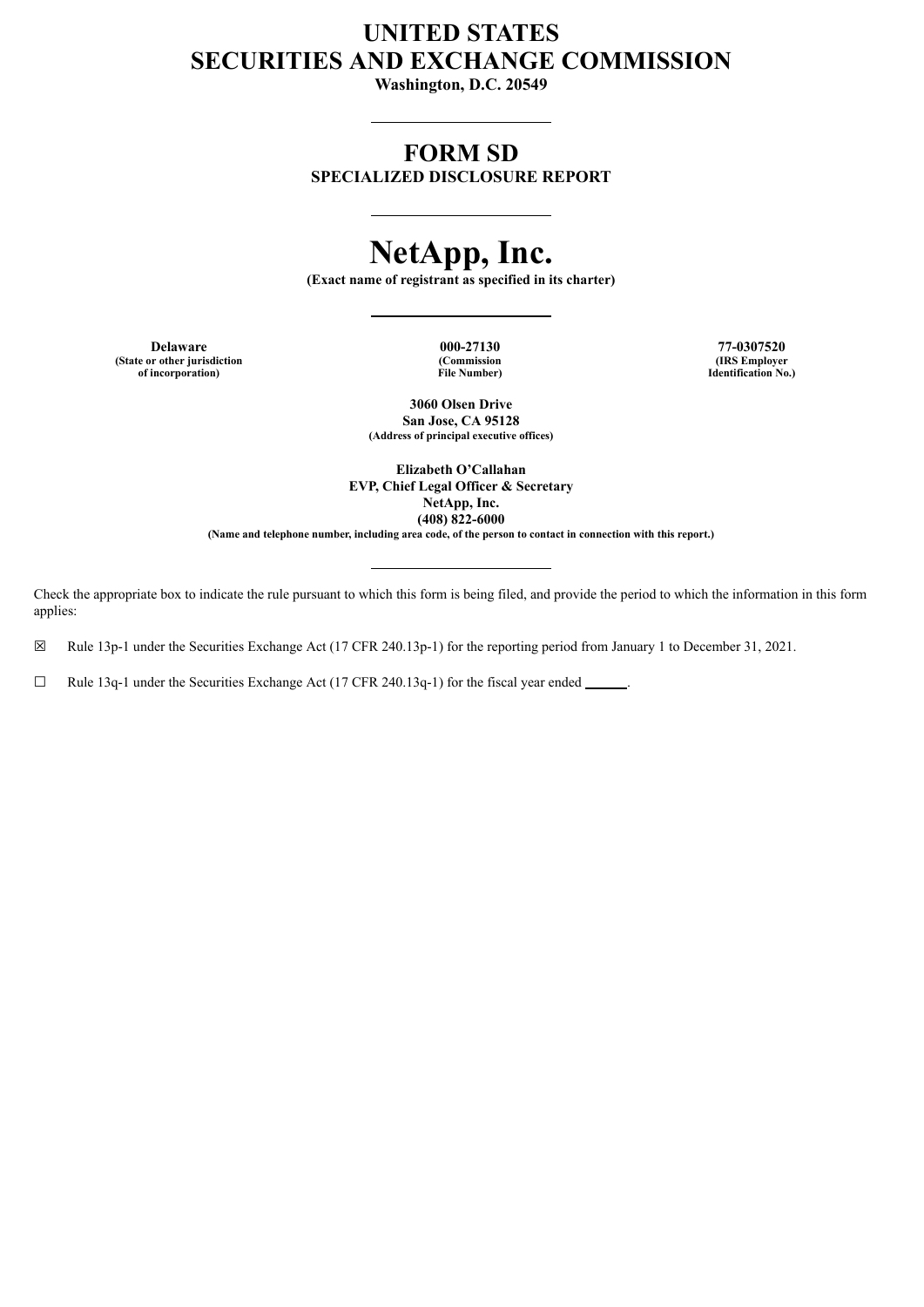# UNITED STATES
# SECURITIES AND EXCHANGE COMMISSION

**Washington, D.C. 20549**

---

# FORM SD

**SPECIALIZED DISCLOSURE REPORT**

---

# NetApp, Inc.

**(Exact name of registrant as specified in its charter)**

---

| Delaware | 000-27130 | 77-0307520 |
|---|---|---|
| (State or other jurisdiction of incorporation) | (Commission File Number) | (IRS Employer Identification No.) |

**3060 Olsen Drive**
**San Jose, CA 95128**
**(Address of principal executive offices)**

**Elizabeth O'Callahan**
**EVP, Chief Legal Officer & Secretary**
**NetApp, Inc.**
**(408) 822-6000**
**(Name and telephone number, including area code, of the person to contact in connection with this report.)**

---

Check the appropriate box to indicate the rule pursuant to which this form is being filed, and provide the period to which the information in this form applies:

☒ Rule 13p-1 under the Securities Exchange Act (17 CFR 240.13p-1) for the reporting period from January 1 to December 31, 2021.

☐ Rule 13q-1 under the Securities Exchange Act (17 CFR 240.13q-1) for the fiscal year ended ______.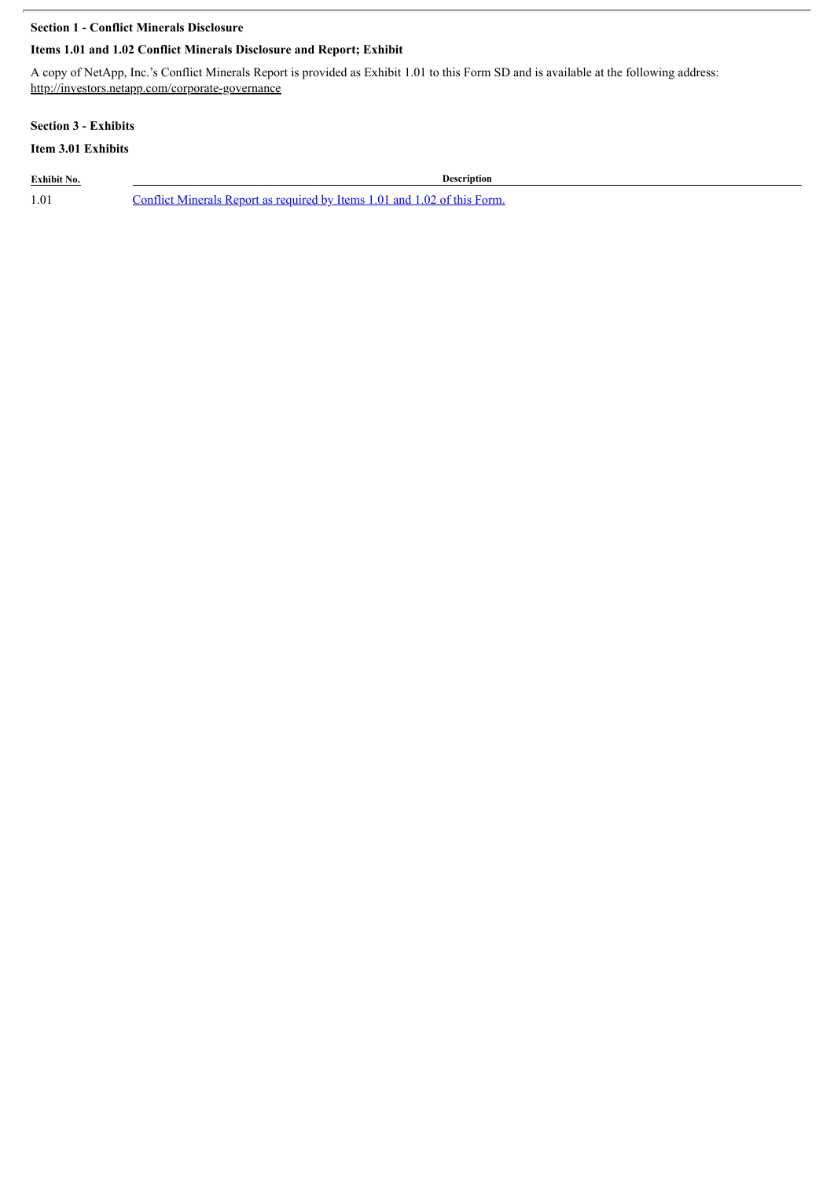**Section 1 - Conflict Minerals Disclosure**

**Items 1.01 and 1.02 Conflict Minerals Disclosure and Report; Exhibit**

A copy of NetApp, Inc.'s Conflict Minerals Report is provided as Exhibit 1.01 to this Form SD and is available at the following address: http://investors.netapp.com/corporate-governance

**Section 3 - Exhibits**

**Item 3.01 Exhibits**

| Exhibit No. | Description |
|---|---|
| 1.01 | Conflict Minerals Report as required by Items 1.01 and 1.02 of this Form. |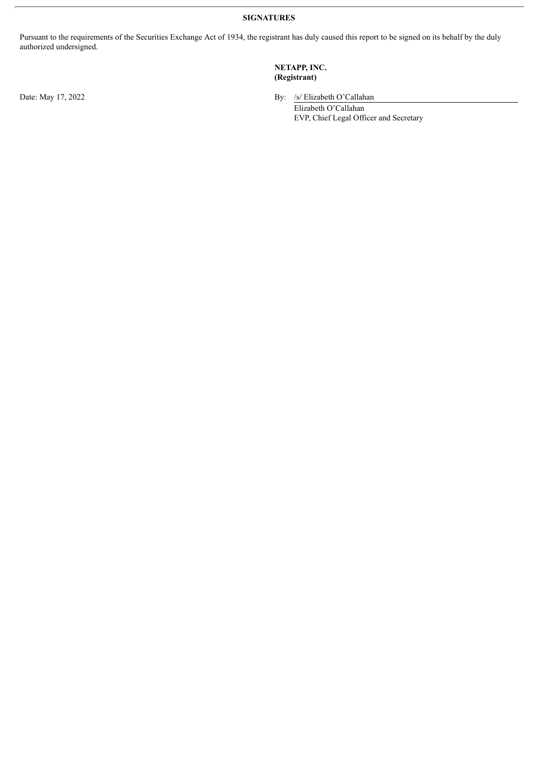**SIGNATURES**

Pursuant to the requirements of the Securities Exchange Act of 1934, the registrant has duly caused this report to be signed on its behalf by the duly authorized undersigned.

**NETAPP, INC.**
**(Registrant)**

Date: May 17, 2022

By: /s/ Elizabeth O'Callahan
Elizabeth O'Callahan
EVP, Chief Legal Officer and Secretary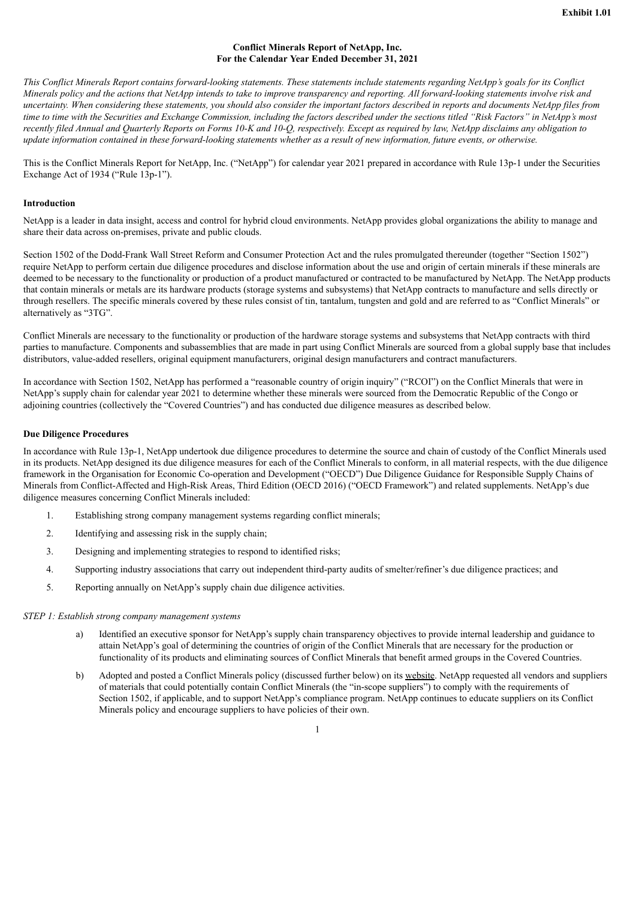**Exhibit 1.01**

**Conflict Minerals Report of NetApp, Inc.**
**For the Calendar Year Ended December 31, 2021**

*This Conflict Minerals Report contains forward-looking statements. These statements include statements regarding NetApp's goals for its Conflict Minerals policy and the actions that NetApp intends to take to improve transparency and reporting. All forward-looking statements involve risk and uncertainty. When considering these statements, you should also consider the important factors described in reports and documents NetApp files from time to time with the Securities and Exchange Commission, including the factors described under the sections titled "Risk Factors" in NetApp's most recently filed Annual and Quarterly Reports on Forms 10-K and 10-Q, respectively. Except as required by law, NetApp disclaims any obligation to update information contained in these forward-looking statements whether as a result of new information, future events, or otherwise.*

This is the Conflict Minerals Report for NetApp, Inc. ("NetApp") for calendar year 2021 prepared in accordance with Rule 13p-1 under the Securities Exchange Act of 1934 ("Rule 13p-1").

**Introduction**

NetApp is a leader in data insight, access and control for hybrid cloud environments. NetApp provides global organizations the ability to manage and share their data across on-premises, private and public clouds.

Section 1502 of the Dodd-Frank Wall Street Reform and Consumer Protection Act and the rules promulgated thereunder (together "Section 1502") require NetApp to perform certain due diligence procedures and disclose information about the use and origin of certain minerals if these minerals are deemed to be necessary to the functionality or production of a product manufactured or contracted to be manufactured by NetApp. The NetApp products that contain minerals or metals are its hardware products (storage systems and subsystems) that NetApp contracts to manufacture and sells directly or through resellers. The specific minerals covered by these rules consist of tin, tantalum, tungsten and gold and are referred to as "Conflict Minerals" or alternatively as "3TG".

Conflict Minerals are necessary to the functionality or production of the hardware storage systems and subsystems that NetApp contracts with third parties to manufacture. Components and subassemblies that are made in part using Conflict Minerals are sourced from a global supply base that includes distributors, value-added resellers, original equipment manufacturers, original design manufacturers and contract manufacturers.

In accordance with Section 1502, NetApp has performed a "reasonable country of origin inquiry" ("RCOI") on the Conflict Minerals that were in NetApp's supply chain for calendar year 2021 to determine whether these minerals were sourced from the Democratic Republic of the Congo or adjoining countries (collectively the "Covered Countries") and has conducted due diligence measures as described below.

**Due Diligence Procedures**

In accordance with Rule 13p-1, NetApp undertook due diligence procedures to determine the source and chain of custody of the Conflict Minerals used in its products. NetApp designed its due diligence measures for each of the Conflict Minerals to conform, in all material respects, with the due diligence framework in the Organisation for Economic Co-operation and Development ("OECD") Due Diligence Guidance for Responsible Supply Chains of Minerals from Conflict-Affected and High-Risk Areas, Third Edition (OECD 2016) ("OECD Framework") and related supplements. NetApp's due diligence measures concerning Conflict Minerals included:

1. Establishing strong company management systems regarding conflict minerals;
2. Identifying and assessing risk in the supply chain;
3. Designing and implementing strategies to respond to identified risks;
4. Supporting industry associations that carry out independent third-party audits of smelter/refiner's due diligence practices; and
5. Reporting annually on NetApp's supply chain due diligence activities.

*STEP 1: Establish strong company management systems*

a) Identified an executive sponsor for NetApp's supply chain transparency objectives to provide internal leadership and guidance to attain NetApp's goal of determining the countries of origin of the Conflict Minerals that are necessary for the production or functionality of its products and eliminating sources of Conflict Minerals that benefit armed groups in the Covered Countries.

b) Adopted and posted a Conflict Minerals policy (discussed further below) on its website. NetApp requested all vendors and suppliers of materials that could potentially contain Conflict Minerals (the "in-scope suppliers") to comply with the requirements of Section 1502, if applicable, and to support NetApp's compliance program. NetApp continues to educate suppliers on its Conflict Minerals policy and encourage suppliers to have policies of their own.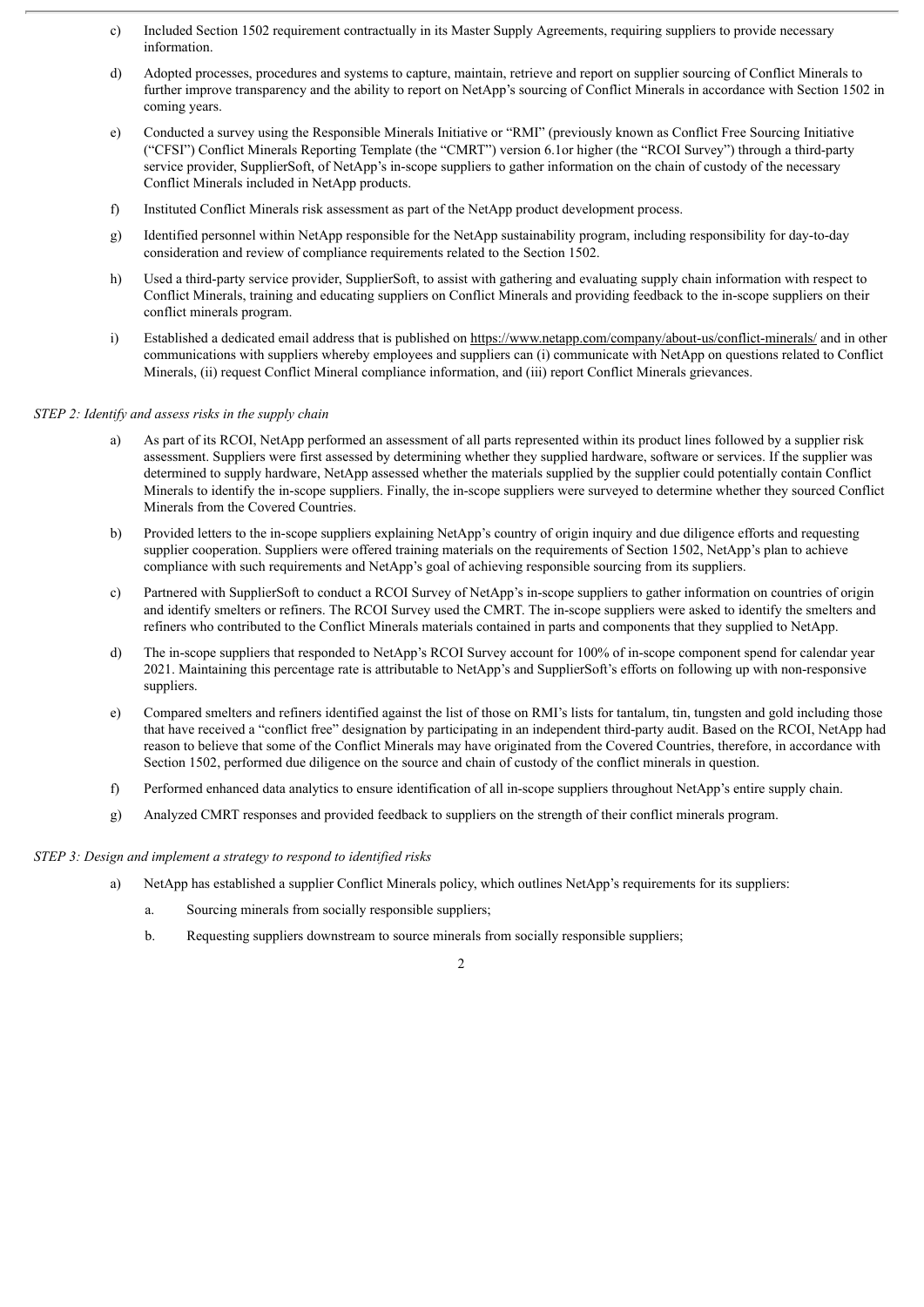c) Included Section 1502 requirement contractually in its Master Supply Agreements, requiring suppliers to provide necessary information.

d) Adopted processes, procedures and systems to capture, maintain, retrieve and report on supplier sourcing of Conflict Minerals to further improve transparency and the ability to report on NetApp's sourcing of Conflict Minerals in accordance with Section 1502 in coming years.

e) Conducted a survey using the Responsible Minerals Initiative or "RMI" (previously known as Conflict Free Sourcing Initiative ("CFSI") Conflict Minerals Reporting Template (the "CMRT") version 6.1or higher (the "RCOI Survey") through a third-party service provider, SupplierSoft, of NetApp's in-scope suppliers to gather information on the chain of custody of the necessary Conflict Minerals included in NetApp products.

f) Instituted Conflict Minerals risk assessment as part of the NetApp product development process.

g) Identified personnel within NetApp responsible for the NetApp sustainability program, including responsibility for day-to-day consideration and review of compliance requirements related to the Section 1502.

h) Used a third-party service provider, SupplierSoft, to assist with gathering and evaluating supply chain information with respect to Conflict Minerals, training and educating suppliers on Conflict Minerals and providing feedback to the in-scope suppliers on their conflict minerals program.

i) Established a dedicated email address that is published on https://www.netapp.com/company/about-us/conflict-minerals/ and in other communications with suppliers whereby employees and suppliers can (i) communicate with NetApp on questions related to Conflict Minerals, (ii) request Conflict Mineral compliance information, and (iii) report Conflict Minerals grievances.

*STEP 2: Identify and assess risks in the supply chain*

a) As part of its RCOI, NetApp performed an assessment of all parts represented within its product lines followed by a supplier risk assessment. Suppliers were first assessed by determining whether they supplied hardware, software or services. If the supplier was determined to supply hardware, NetApp assessed whether the materials supplied by the supplier could potentially contain Conflict Minerals to identify the in-scope suppliers. Finally, the in-scope suppliers were surveyed to determine whether they sourced Conflict Minerals from the Covered Countries.

b) Provided letters to the in-scope suppliers explaining NetApp's country of origin inquiry and due diligence efforts and requesting supplier cooperation. Suppliers were offered training materials on the requirements of Section 1502, NetApp's plan to achieve compliance with such requirements and NetApp's goal of achieving responsible sourcing from its suppliers.

c) Partnered with SupplierSoft to conduct a RCOI Survey of NetApp's in-scope suppliers to gather information on countries of origin and identify smelters or refiners. The RCOI Survey used the CMRT. The in-scope suppliers were asked to identify the smelters and refiners who contributed to the Conflict Minerals materials contained in parts and components that they supplied to NetApp.

d) The in-scope suppliers that responded to NetApp's RCOI Survey account for 100% of in-scope component spend for calendar year 2021. Maintaining this percentage rate is attributable to NetApp's and SupplierSoft's efforts on following up with non-responsive suppliers.

e) Compared smelters and refiners identified against the list of those on RMI's lists for tantalum, tin, tungsten and gold including those that have received a "conflict free" designation by participating in an independent third-party audit. Based on the RCOI, NetApp had reason to believe that some of the Conflict Minerals may have originated from the Covered Countries, therefore, in accordance with Section 1502, performed due diligence on the source and chain of custody of the conflict minerals in question.

f) Performed enhanced data analytics to ensure identification of all in-scope suppliers throughout NetApp's entire supply chain.

g) Analyzed CMRT responses and provided feedback to suppliers on the strength of their conflict minerals program.

*STEP 3: Design and implement a strategy to respond to identified risks*

a) NetApp has established a supplier Conflict Minerals policy, which outlines NetApp's requirements for its suppliers:

   a. Sourcing minerals from socially responsible suppliers;

   b. Requesting suppliers downstream to source minerals from socially responsible suppliers;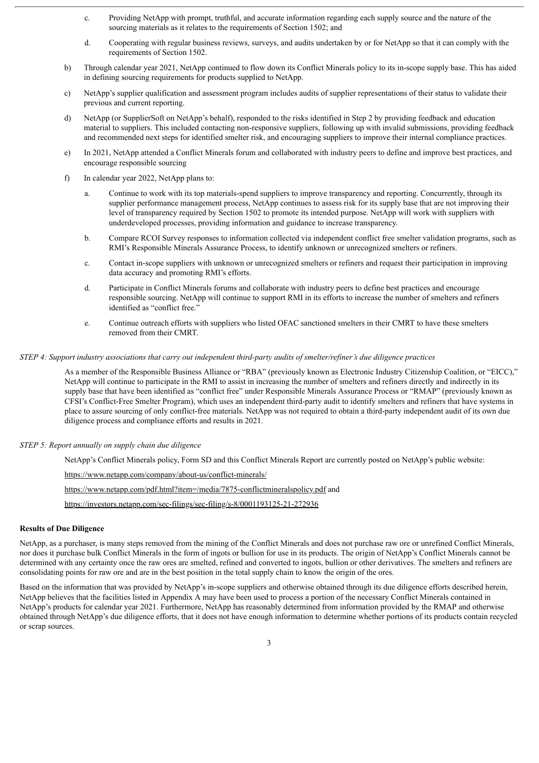c. Providing NetApp with prompt, truthful, and accurate information regarding each supply source and the nature of the sourcing materials as it relates to the requirements of Section 1502; and

d. Cooperating with regular business reviews, surveys, and audits undertaken by or for NetApp so that it can comply with the requirements of Section 1502.

b) Through calendar year 2021, NetApp continued to flow down its Conflict Minerals policy to its in-scope supply base. This has aided in defining sourcing requirements for products supplied to NetApp.

c) NetApp's supplier qualification and assessment program includes audits of supplier representations of their status to validate their previous and current reporting.

d) NetApp (or SupplierSoft on NetApp's behalf), responded to the risks identified in Step 2 by providing feedback and education material to suppliers. This included contacting non-responsive suppliers, following up with invalid submissions, providing feedback and recommended next steps for identified smelter risk, and encouraging suppliers to improve their internal compliance practices.

e) In 2021, NetApp attended a Conflict Minerals forum and collaborated with industry peers to define and improve best practices, and encourage responsible sourcing

f) In calendar year 2022, NetApp plans to:

   a. Continue to work with its top materials-spend suppliers to improve transparency and reporting. Concurrently, through its supplier performance management process, NetApp continues to assess risk for its supply base that are not improving their level of transparency required by Section 1502 to promote its intended purpose. NetApp will work with suppliers with underdeveloped processes, providing information and guidance to increase transparency.

   b. Compare RCOI Survey responses to information collected via independent conflict free smelter validation programs, such as RMI's Responsible Minerals Assurance Process, to identify unknown or unrecognized smelters or refiners.

   c. Contact in-scope suppliers with unknown or unrecognized smelters or refiners and request their participation in improving data accuracy and promoting RMI's efforts.

   d. Participate in Conflict Minerals forums and collaborate with industry peers to define best practices and encourage responsible sourcing. NetApp will continue to support RMI in its efforts to increase the number of smelters and refiners identified as "conflict free."

   e. Continue outreach efforts with suppliers who listed OFAC sanctioned smelters in their CMRT to have these smelters removed from their CMRT.

*STEP 4: Support industry associations that carry out independent third-party audits of smelter/refiner's due diligence practices*

As a member of the Responsible Business Alliance or "RBA" (previously known as Electronic Industry Citizenship Coalition, or "EICC)," NetApp will continue to participate in the RMI to assist in increasing the number of smelters and refiners directly and indirectly in its supply base that have been identified as "conflict free" under Responsible Minerals Assurance Process or "RMAP" (previously known as CFSI's Conflict-Free Smelter Program), which uses an independent third-party audit to identify smelters and refiners that have systems in place to assure sourcing of only conflict-free materials. NetApp was not required to obtain a third-party independent audit of its own due diligence process and compliance efforts and results in 2021.

*STEP 5: Report annually on supply chain due diligence*

NetApp's Conflict Minerals policy, Form SD and this Conflict Minerals Report are currently posted on NetApp's public website:

https://www.netapp.com/company/about-us/conflict-minerals/

https://www.netapp.com/pdf.html?item=/media/7875-conflictmineralspolicy.pdf and

https://investors.netapp.com/sec-filings/sec-filing/s-8/0001193125-21-272936

**Results of Due Diligence**

NetApp, as a purchaser, is many steps removed from the mining of the Conflict Minerals and does not purchase raw ore or unrefined Conflict Minerals, nor does it purchase bulk Conflict Minerals in the form of ingots or bullion for use in its products. The origin of NetApp's Conflict Minerals cannot be determined with any certainty once the raw ores are smelted, refined and converted to ingots, bullion or other derivatives. The smelters and refiners are consolidating points for raw ore and are in the best position in the total supply chain to know the origin of the ores.

Based on the information that was provided by NetApp's in-scope suppliers and otherwise obtained through its due diligence efforts described herein, NetApp believes that the facilities listed in Appendix A may have been used to process a portion of the necessary Conflict Minerals contained in NetApp's products for calendar year 2021. Furthermore, NetApp has reasonably determined from information provided by the RMAP and otherwise obtained through NetApp's due diligence efforts, that it does not have enough information to determine whether portions of its products contain recycled or scrap sources.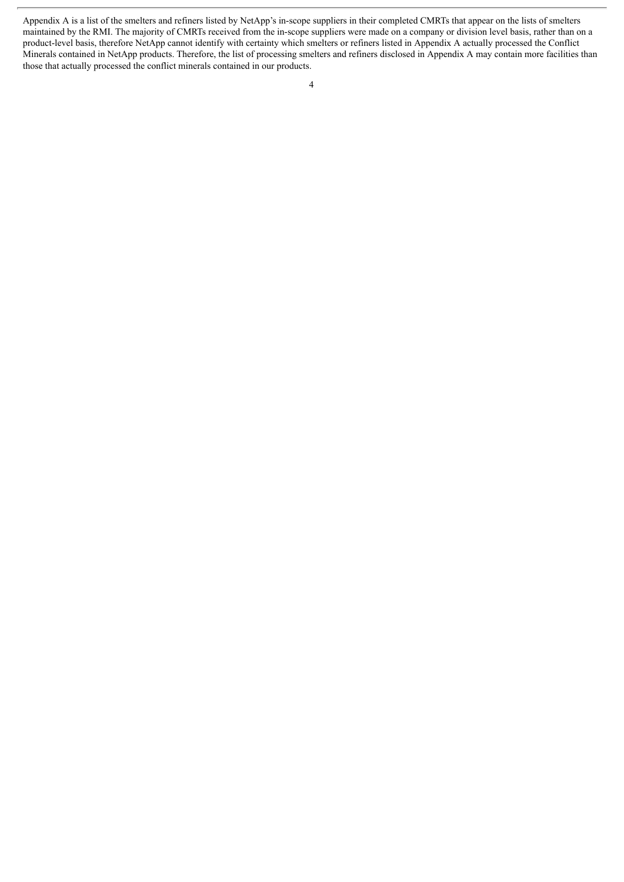Appendix A is a list of the smelters and refiners listed by NetApp's in-scope suppliers in their completed CMRTs that appear on the lists of smelters maintained by the RMI. The majority of CMRTs received from the in-scope suppliers were made on a company or division level basis, rather than on a product-level basis, therefore NetApp cannot identify with certainty which smelters or refiners listed in Appendix A actually processed the Conflict Minerals contained in NetApp products. Therefore, the list of processing smelters and refiners disclosed in Appendix A may contain more facilities than those that actually processed the conflict minerals contained in our products.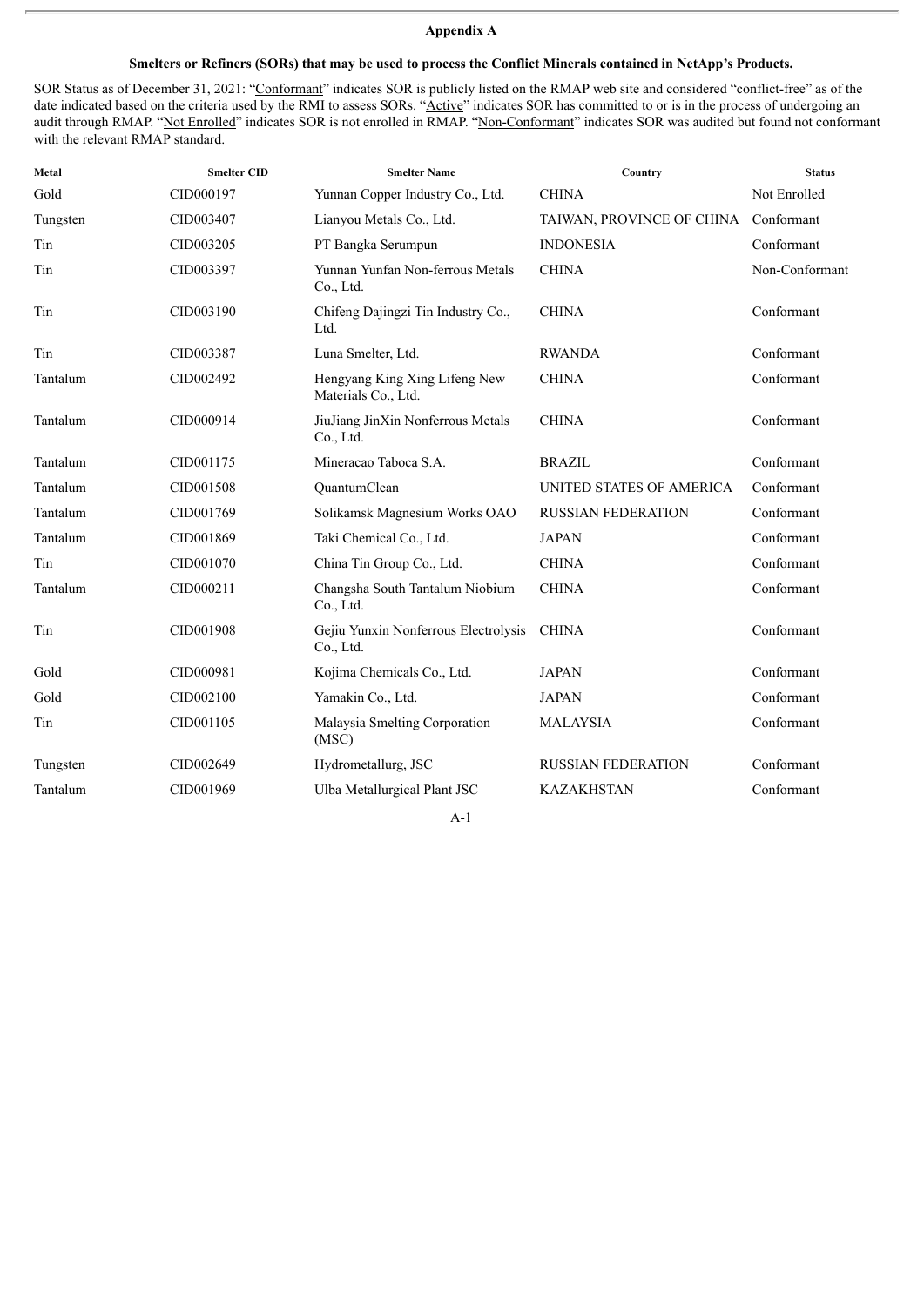## Appendix A

### Smelters or Refiners (SORs) that may be used to process the Conflict Minerals contained in NetApp's Products.

SOR Status as of December 31, 2021: "Conformant" indicates SOR is publicly listed on the RMAP web site and considered "conflict-free" as of the date indicated based on the criteria used by the RMI to assess SORs. "Active" indicates SOR has committed to or is in the process of undergoing an audit through RMAP. "Not Enrolled" indicates SOR is not enrolled in RMAP. "Non-Conformant" indicates SOR was audited but found not conformant with the relevant RMAP standard.

| Metal | Smelter CID | Smelter Name | Country | Status |
|---|---|---|---|---|
| Gold | CID000197 | Yunnan Copper Industry Co., Ltd. | CHINA | Not Enrolled |
| Tungsten | CID003407 | Lianyou Metals Co., Ltd. | TAIWAN, PROVINCE OF CHINA | Conformant |
| Tin | CID003205 | PT Bangka Serumpun | INDONESIA | Conformant |
| Tin | CID003397 | Yunnan Yunfan Non-ferrous Metals Co., Ltd. | CHINA | Non-Conformant |
| Tin | CID003190 | Chifeng Dajingzi Tin Industry Co., Ltd. | CHINA | Conformant |
| Tin | CID003387 | Luna Smelter, Ltd. | RWANDA | Conformant |
| Tantalum | CID002492 | Hengyang King Xing Lifeng New Materials Co., Ltd. | CHINA | Conformant |
| Tantalum | CID000914 | JiuJiang JinXin Nonferrous Metals Co., Ltd. | CHINA | Conformant |
| Tantalum | CID001175 | Mineracao Taboca S.A. | BRAZIL | Conformant |
| Tantalum | CID001508 | QuantumClean | UNITED STATES OF AMERICA | Conformant |
| Tantalum | CID001769 | Solikamsk Magnesium Works OAO | RUSSIAN FEDERATION | Conformant |
| Tantalum | CID001869 | Taki Chemical Co., Ltd. | JAPAN | Conformant |
| Tin | CID001070 | China Tin Group Co., Ltd. | CHINA | Conformant |
| Tantalum | CID000211 | Changsha South Tantalum Niobium Co., Ltd. | CHINA | Conformant |
| Tin | CID001908 | Gejiu Yunxin Nonferrous Electrolysis Co., Ltd. | CHINA | Conformant |
| Gold | CID000981 | Kojima Chemicals Co., Ltd. | JAPAN | Conformant |
| Gold | CID002100 | Yamakin Co., Ltd. | JAPAN | Conformant |
| Tin | CID001105 | Malaysia Smelting Corporation (MSC) | MALAYSIA | Conformant |
| Tungsten | CID002649 | Hydrometallurg, JSC | RUSSIAN FEDERATION | Conformant |
| Tantalum | CID001969 | Ulba Metallurgical Plant JSC | KAZAKHSTAN | Conformant |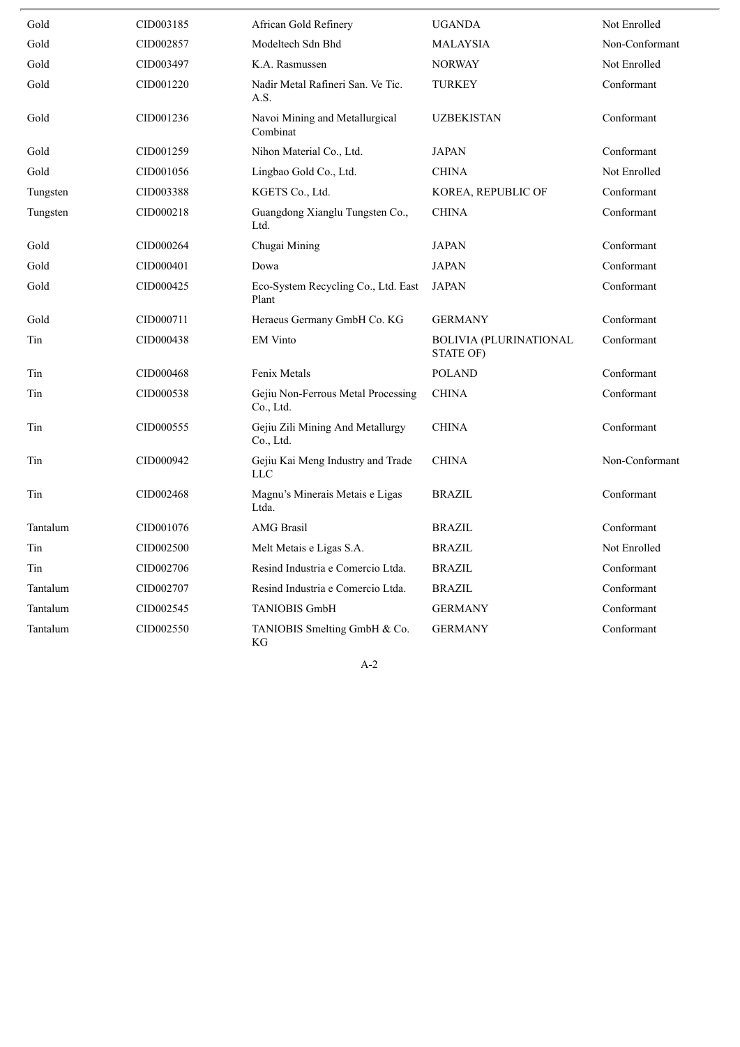| | | | | |
|---|---|---|---|---|
| Gold | CID003185 | African Gold Refinery | UGANDA | Not Enrolled |
| Gold | CID002857 | Modeltech Sdn Bhd | MALAYSIA | Non-Conformant |
| Gold | CID003497 | K.A. Rasmussen | NORWAY | Not Enrolled |
| Gold | CID001220 | Nadir Metal Rafineri San. Ve Tic. A.S. | TURKEY | Conformant |
| Gold | CID001236 | Navoi Mining and Metallurgical Combinat | UZBEKISTAN | Conformant |
| Gold | CID001259 | Nihon Material Co., Ltd. | JAPAN | Conformant |
| Gold | CID001056 | Lingbao Gold Co., Ltd. | CHINA | Not Enrolled |
| Tungsten | CID003388 | KGETS Co., Ltd. | KOREA, REPUBLIC OF | Conformant |
| Tungsten | CID000218 | Guangdong Xianglu Tungsten Co., Ltd. | CHINA | Conformant |
| Gold | CID000264 | Chugai Mining | JAPAN | Conformant |
| Gold | CID000401 | Dowa | JAPAN | Conformant |
| Gold | CID000425 | Eco-System Recycling Co., Ltd. East Plant | JAPAN | Conformant |
| Gold | CID000711 | Heraeus Germany GmbH Co. KG | GERMANY | Conformant |
| Tin | CID000438 | EM Vinto | BOLIVIA (PLURINATIONAL STATE OF) | Conformant |
| Tin | CID000468 | Fenix Metals | POLAND | Conformant |
| Tin | CID000538 | Gejiu Non-Ferrous Metal Processing Co., Ltd. | CHINA | Conformant |
| Tin | CID000555 | Gejiu Zili Mining And Metallurgy Co., Ltd. | CHINA | Conformant |
| Tin | CID000942 | Gejiu Kai Meng Industry and Trade LLC | CHINA | Non-Conformant |
| Tin | CID002468 | Magnu's Minerais Metais e Ligas Ltda. | BRAZIL | Conformant |
| Tantalum | CID001076 | AMG Brasil | BRAZIL | Conformant |
| Tin | CID002500 | Melt Metais e Ligas S.A. | BRAZIL | Not Enrolled |
| Tin | CID002706 | Resind Industria e Comercio Ltda. | BRAZIL | Conformant |
| Tantalum | CID002707 | Resind Industria e Comercio Ltda. | BRAZIL | Conformant |
| Tantalum | CID002545 | TANIOBIS GmbH | GERMANY | Conformant |
| Tantalum | CID002550 | TANIOBIS Smelting GmbH & Co. KG | GERMANY | Conformant |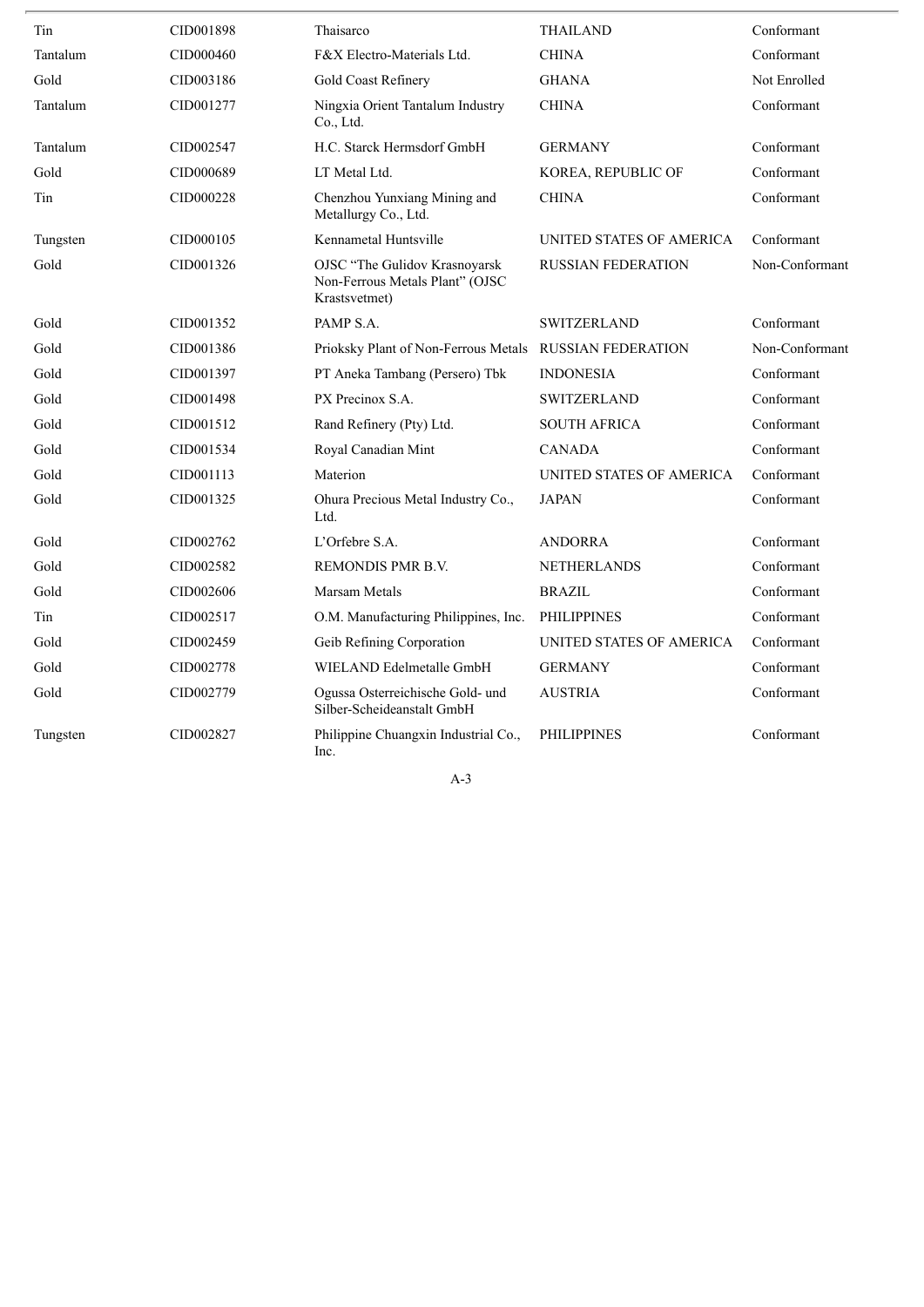| Tin | CID001898 | Thaisarco | THAILAND | Conformant |
|---|---|---|---|---|
| Tantalum | CID000460 | F&X Electro-Materials Ltd. | CHINA | Conformant |
| Gold | CID003186 | Gold Coast Refinery | GHANA | Not Enrolled |
| Tantalum | CID001277 | Ningxia Orient Tantalum Industry Co., Ltd. | CHINA | Conformant |
| Tantalum | CID002547 | H.C. Starck Hermsdorf GmbH | GERMANY | Conformant |
| Gold | CID000689 | LT Metal Ltd. | KOREA, REPUBLIC OF | Conformant |
| Tin | CID000228 | Chenzhou Yunxiang Mining and Metallurgy Co., Ltd. | CHINA | Conformant |
| Tungsten | CID000105 | Kennametal Huntsville | UNITED STATES OF AMERICA | Conformant |
| Gold | CID001326 | OJSC "The Gulidov Krasnoyarsk Non-Ferrous Metals Plant" (OJSC Krastsvetmet) | RUSSIAN FEDERATION | Non-Conformant |
| Gold | CID001352 | PAMP S.A. | SWITZERLAND | Conformant |
| Gold | CID001386 | Prioksky Plant of Non-Ferrous Metals | RUSSIAN FEDERATION | Non-Conformant |
| Gold | CID001397 | PT Aneka Tambang (Persero) Tbk | INDONESIA | Conformant |
| Gold | CID001498 | PX Precinox S.A. | SWITZERLAND | Conformant |
| Gold | CID001512 | Rand Refinery (Pty) Ltd. | SOUTH AFRICA | Conformant |
| Gold | CID001534 | Royal Canadian Mint | CANADA | Conformant |
| Gold | CID001113 | Materion | UNITED STATES OF AMERICA | Conformant |
| Gold | CID001325 | Ohura Precious Metal Industry Co., Ltd. | JAPAN | Conformant |
| Gold | CID002762 | L'Orfebre S.A. | ANDORRA | Conformant |
| Gold | CID002582 | REMONDIS PMR B.V. | NETHERLANDS | Conformant |
| Gold | CID002606 | Marsam Metals | BRAZIL | Conformant |
| Tin | CID002517 | O.M. Manufacturing Philippines, Inc. | PHILIPPINES | Conformant |
| Gold | CID002459 | Geib Refining Corporation | UNITED STATES OF AMERICA | Conformant |
| Gold | CID002778 | WIELAND Edelmetalle GmbH | GERMANY | Conformant |
| Gold | CID002779 | Ogussa Osterreichische Gold- und Silber-Scheideanstalt GmbH | AUSTRIA | Conformant |
| Tungsten | CID002827 | Philippine Chuangxin Industrial Co., Inc. | PHILIPPINES | Conformant |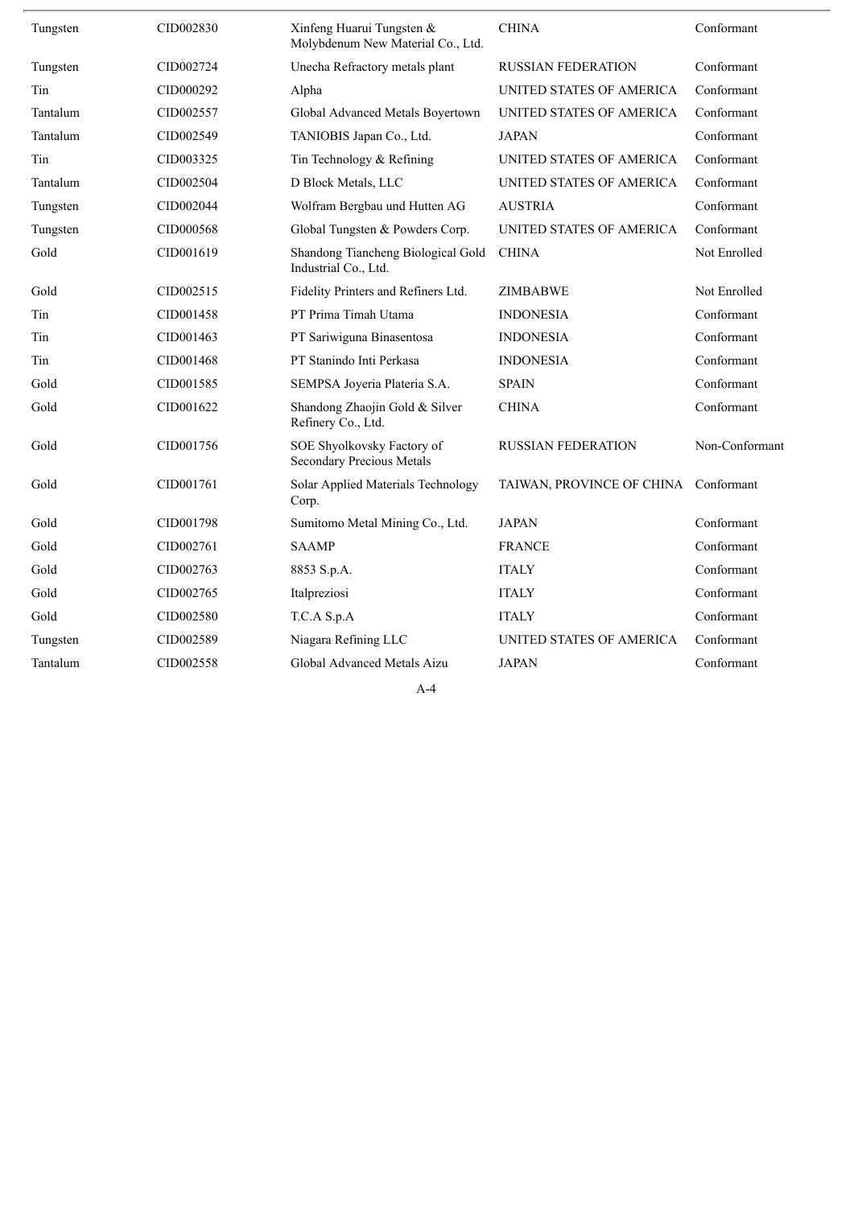| Tungsten | CID002830 | Xinfeng Huarui Tungsten & Molybdenum New Material Co., Ltd. | CHINA | Conformant |
|---|---|---|---|---|
| Tungsten | CID002724 | Unecha Refractory metals plant | RUSSIAN FEDERATION | Conformant |
| Tin | CID000292 | Alpha | UNITED STATES OF AMERICA | Conformant |
| Tantalum | CID002557 | Global Advanced Metals Boyertown | UNITED STATES OF AMERICA | Conformant |
| Tantalum | CID002549 | TANIOBIS Japan Co., Ltd. | JAPAN | Conformant |
| Tin | CID003325 | Tin Technology & Refining | UNITED STATES OF AMERICA | Conformant |
| Tantalum | CID002504 | D Block Metals, LLC | UNITED STATES OF AMERICA | Conformant |
| Tungsten | CID002044 | Wolfram Bergbau und Hutten AG | AUSTRIA | Conformant |
| Tungsten | CID000568 | Global Tungsten & Powders Corp. | UNITED STATES OF AMERICA | Conformant |
| Gold | CID001619 | Shandong Tiancheng Biological Gold Industrial Co., Ltd. | CHINA | Not Enrolled |
| Gold | CID002515 | Fidelity Printers and Refiners Ltd. | ZIMBABWE | Not Enrolled |
| Tin | CID001458 | PT Prima Timah Utama | INDONESIA | Conformant |
| Tin | CID001463 | PT Sariwiguna Binasentosa | INDONESIA | Conformant |
| Tin | CID001468 | PT Stanindo Inti Perkasa | INDONESIA | Conformant |
| Gold | CID001585 | SEMPSA Joyeria Plateria S.A. | SPAIN | Conformant |
| Gold | CID001622 | Shandong Zhaojin Gold & Silver Refinery Co., Ltd. | CHINA | Conformant |
| Gold | CID001756 | SOE Shyolkovsky Factory of Secondary Precious Metals | RUSSIAN FEDERATION | Non-Conformant |
| Gold | CID001761 | Solar Applied Materials Technology Corp. | TAIWAN, PROVINCE OF CHINA | Conformant |
| Gold | CID001798 | Sumitomo Metal Mining Co., Ltd. | JAPAN | Conformant |
| Gold | CID002761 | SAAMP | FRANCE | Conformant |
| Gold | CID002763 | 8853 S.p.A. | ITALY | Conformant |
| Gold | CID002765 | Italpreziosi | ITALY | Conformant |
| Gold | CID002580 | T.C.A S.p.A | ITALY | Conformant |
| Tungsten | CID002589 | Niagara Refining LLC | UNITED STATES OF AMERICA | Conformant |
| Tantalum | CID002558 | Global Advanced Metals Aizu | JAPAN | Conformant |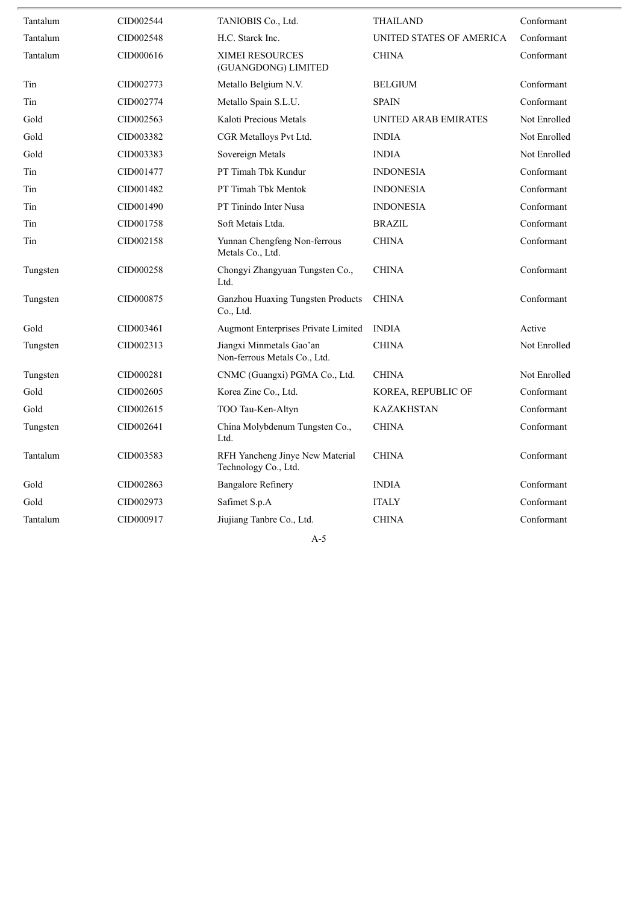| | | | | |
|---|---|---|---|---|
| Tantalum | CID002544 | TANIOBIS Co., Ltd. | THAILAND | Conformant |
| Tantalum | CID002548 | H.C. Starck Inc. | UNITED STATES OF AMERICA | Conformant |
| Tantalum | CID000616 | XIMEI RESOURCES (GUANGDONG) LIMITED | CHINA | Conformant |
| Tin | CID002773 | Metallo Belgium N.V. | BELGIUM | Conformant |
| Tin | CID002774 | Metallo Spain S.L.U. | SPAIN | Conformant |
| Gold | CID002563 | Kaloti Precious Metals | UNITED ARAB EMIRATES | Not Enrolled |
| Gold | CID003382 | CGR Metalloys Pvt Ltd. | INDIA | Not Enrolled |
| Gold | CID003383 | Sovereign Metals | INDIA | Not Enrolled |
| Tin | CID001477 | PT Timah Tbk Kundur | INDONESIA | Conformant |
| Tin | CID001482 | PT Timah Tbk Mentok | INDONESIA | Conformant |
| Tin | CID001490 | PT Tinindo Inter Nusa | INDONESIA | Conformant |
| Tin | CID001758 | Soft Metais Ltda. | BRAZIL | Conformant |
| Tin | CID002158 | Yunnan Chengfeng Non-ferrous Metals Co., Ltd. | CHINA | Conformant |
| Tungsten | CID000258 | Chongyi Zhangyuan Tungsten Co., Ltd. | CHINA | Conformant |
| Tungsten | CID000875 | Ganzhou Huaxing Tungsten Products Co., Ltd. | CHINA | Conformant |
| Gold | CID003461 | Augmont Enterprises Private Limited | INDIA | Active |
| Tungsten | CID002313 | Jiangxi Minmetals Gao'an Non-ferrous Metals Co., Ltd. | CHINA | Not Enrolled |
| Tungsten | CID000281 | CNMC (Guangxi) PGMA Co., Ltd. | CHINA | Not Enrolled |
| Gold | CID002605 | Korea Zinc Co., Ltd. | KOREA, REPUBLIC OF | Conformant |
| Gold | CID002615 | TOO Tau-Ken-Altyn | KAZAKHSTAN | Conformant |
| Tungsten | CID002641 | China Molybdenum Tungsten Co., Ltd. | CHINA | Conformant |
| Tantalum | CID003583 | RFH Yancheng Jinye New Material Technology Co., Ltd. | CHINA | Conformant |
| Gold | CID002863 | Bangalore Refinery | INDIA | Conformant |
| Gold | CID002973 | Safimet S.p.A | ITALY | Conformant |
| Tantalum | CID000917 | Jiujiang Tanbre Co., Ltd. | CHINA | Conformant |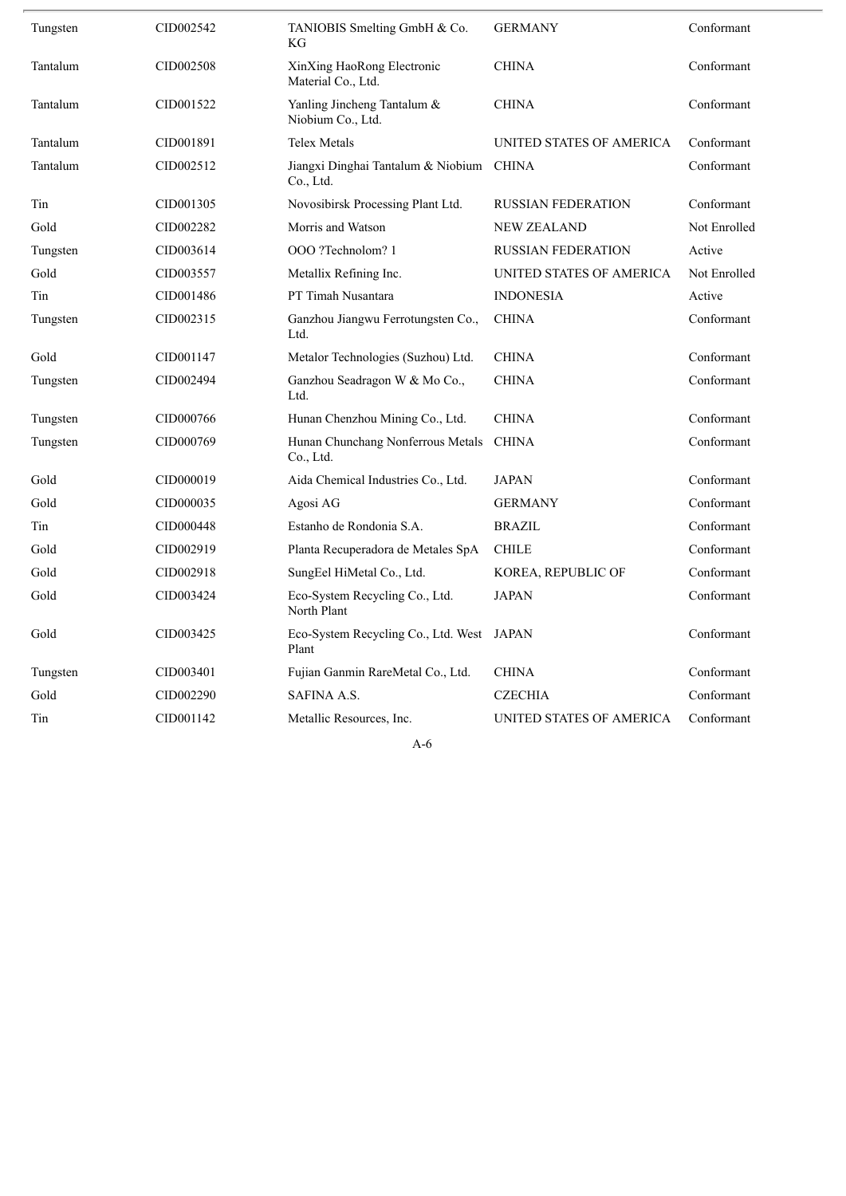| Tungsten | CID002542 | TANIOBIS Smelting GmbH & Co. KG | GERMANY | Conformant |
|---|---|---|---|---|
| Tantalum | CID002508 | XinXing HaoRong Electronic Material Co., Ltd. | CHINA | Conformant |
| Tantalum | CID001522 | Yanling Jincheng Tantalum & Niobium Co., Ltd. | CHINA | Conformant |
| Tantalum | CID001891 | Telex Metals | UNITED STATES OF AMERICA | Conformant |
| Tantalum | CID002512 | Jiangxi Dinghai Tantalum & Niobium Co., Ltd. | CHINA | Conformant |
| Tin | CID001305 | Novosibirsk Processing Plant Ltd. | RUSSIAN FEDERATION | Conformant |
| Gold | CID002282 | Morris and Watson | NEW ZEALAND | Not Enrolled |
| Tungsten | CID003614 | OOO ?Technolom? 1 | RUSSIAN FEDERATION | Active |
| Gold | CID003557 | Metallix Refining Inc. | UNITED STATES OF AMERICA | Not Enrolled |
| Tin | CID001486 | PT Timah Nusantara | INDONESIA | Active |
| Tungsten | CID002315 | Ganzhou Jiangwu Ferrotungsten Co., Ltd. | CHINA | Conformant |
| Gold | CID001147 | Metalor Technologies (Suzhou) Ltd. | CHINA | Conformant |
| Tungsten | CID002494 | Ganzhou Seadragon W & Mo Co., Ltd. | CHINA | Conformant |
| Tungsten | CID000766 | Hunan Chenzhou Mining Co., Ltd. | CHINA | Conformant |
| Tungsten | CID000769 | Hunan Chunchang Nonferrous Metals Co., Ltd. | CHINA | Conformant |
| Gold | CID000019 | Aida Chemical Industries Co., Ltd. | JAPAN | Conformant |
| Gold | CID000035 | Agosi AG | GERMANY | Conformant |
| Tin | CID000448 | Estanho de Rondonia S.A. | BRAZIL | Conformant |
| Gold | CID002919 | Planta Recuperadora de Metales SpA | CHILE | Conformant |
| Gold | CID002918 | SungEel HiMetal Co., Ltd. | KOREA, REPUBLIC OF | Conformant |
| Gold | CID003424 | Eco-System Recycling Co., Ltd. North Plant | JAPAN | Conformant |
| Gold | CID003425 | Eco-System Recycling Co., Ltd. West Plant | JAPAN | Conformant |
| Tungsten | CID003401 | Fujian Ganmin RareMetal Co., Ltd. | CHINA | Conformant |
| Gold | CID002290 | SAFINA A.S. | CZECHIA | Conformant |
| Tin | CID001142 | Metallic Resources, Inc. | UNITED STATES OF AMERICA | Conformant |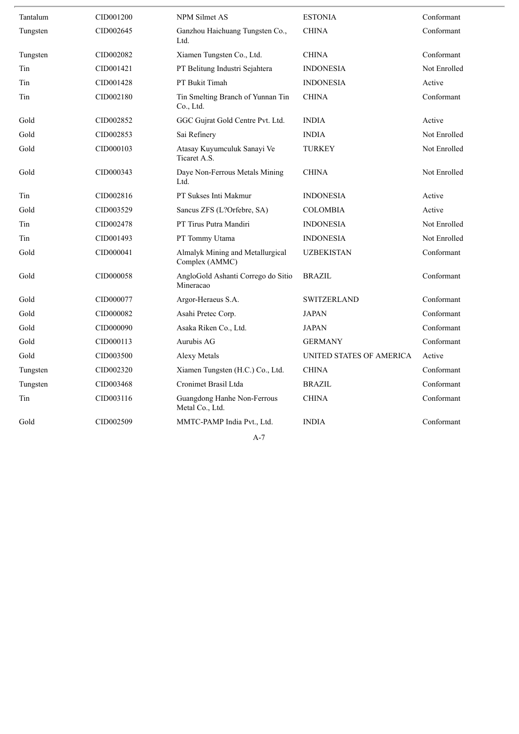| | | | | |
|---|---|---|---|---|
| Tantalum | CID001200 | NPM Silmet AS | ESTONIA | Conformant |
| Tungsten | CID002645 | Ganzhou Haichuang Tungsten Co., Ltd. | CHINA | Conformant |
| Tungsten | CID002082 | Xiamen Tungsten Co., Ltd. | CHINA | Conformant |
| Tin | CID001421 | PT Belitung Industri Sejahtera | INDONESIA | Not Enrolled |
| Tin | CID001428 | PT Bukit Timah | INDONESIA | Active |
| Tin | CID002180 | Tin Smelting Branch of Yunnan Tin Co., Ltd. | CHINA | Conformant |
| Gold | CID002852 | GGC Gujrat Gold Centre Pvt. Ltd. | INDIA | Active |
| Gold | CID002853 | Sai Refinery | INDIA | Not Enrolled |
| Gold | CID000103 | Atasay Kuyumculuk Sanayi Ve Ticaret A.S. | TURKEY | Not Enrolled |
| Gold | CID000343 | Daye Non-Ferrous Metals Mining Ltd. | CHINA | Not Enrolled |
| Tin | CID002816 | PT Sukses Inti Makmur | INDONESIA | Active |
| Gold | CID003529 | Sancus ZFS (L?Orfebre, SA) | COLOMBIA | Active |
| Tin | CID002478 | PT Tirus Putra Mandiri | INDONESIA | Not Enrolled |
| Tin | CID001493 | PT Tommy Utama | INDONESIA | Not Enrolled |
| Gold | CID000041 | Almalyk Mining and Metallurgical Complex (AMMC) | UZBEKISTAN | Conformant |
| Gold | CID000058 | AngloGold Ashanti Corrego do Sitio Mineracao | BRAZIL | Conformant |
| Gold | CID000077 | Argor-Heraeus S.A. | SWITZERLAND | Conformant |
| Gold | CID000082 | Asahi Pretec Corp. | JAPAN | Conformant |
| Gold | CID000090 | Asaka Riken Co., Ltd. | JAPAN | Conformant |
| Gold | CID000113 | Aurubis AG | GERMANY | Conformant |
| Gold | CID003500 | Alexy Metals | UNITED STATES OF AMERICA | Active |
| Tungsten | CID002320 | Xiamen Tungsten (H.C.) Co., Ltd. | CHINA | Conformant |
| Tungsten | CID003468 | Cronimet Brasil Ltda | BRAZIL | Conformant |
| Tin | CID003116 | Guangdong Hanhe Non-Ferrous Metal Co., Ltd. | CHINA | Conformant |
| Gold | CID002509 | MMTC-PAMP India Pvt., Ltd. | INDIA | Conformant |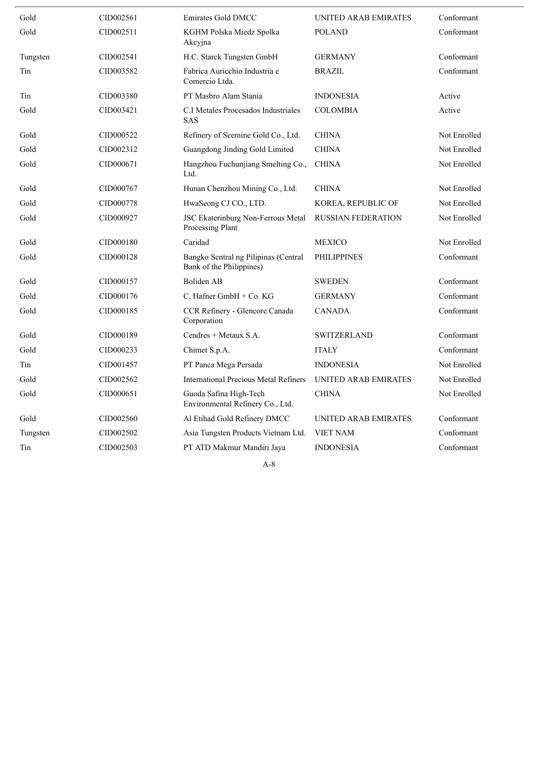| | | | | |
|---|---|---|---|---|
| Gold | CID002561 | Emirates Gold DMCC | UNITED ARAB EMIRATES | Conformant |
| Gold | CID002511 | KGHM Polska Miedz Spolka Akcyjna | POLAND | Conformant |
| Tungsten | CID002541 | H.C. Starck Tungsten GmbH | GERMANY | Conformant |
| Tin | CID003582 | Fabrica Auricchio Industria e Comercio Ltda. | BRAZIL | Conformant |
| Tin | CID003380 | PT Masbro Alam Stania | INDONESIA | Active |
| Gold | CID003421 | C.I Metales Procesados Industriales SAS | COLOMBIA | Active |
| Gold | CID000522 | Refinery of Seemine Gold Co., Ltd. | CHINA | Not Enrolled |
| Gold | CID002312 | Guangdong Jinding Gold Limited | CHINA | Not Enrolled |
| Gold | CID000671 | Hangzhou Fuchunjiang Smelting Co., Ltd. | CHINA | Not Enrolled |
| Gold | CID000767 | Hunan Chenzhou Mining Co., Ltd. | CHINA | Not Enrolled |
| Gold | CID000778 | HwaSeong CJ CO., LTD. | KOREA, REPUBLIC OF | Not Enrolled |
| Gold | CID000927 | JSC Ekaterinburg Non-Ferrous Metal Processing Plant | RUSSIAN FEDERATION | Not Enrolled |
| Gold | CID000180 | Caridad | MEXICO | Not Enrolled |
| Gold | CID000128 | Bangko Sentral ng Pilipinas (Central Bank of the Philippines) | PHILIPPINES | Conformant |
| Gold | CID000157 | Boliden AB | SWEDEN | Conformant |
| Gold | CID000176 | C. Hafner GmbH + Co. KG | GERMANY | Conformant |
| Gold | CID000185 | CCR Refinery - Glencore Canada Corporation | CANADA | Conformant |
| Gold | CID000189 | Cendres + Metaux S.A. | SWITZERLAND | Conformant |
| Gold | CID000233 | Chimet S.p.A. | ITALY | Conformant |
| Tin | CID001457 | PT Panca Mega Persada | INDONESIA | Not Enrolled |
| Gold | CID002562 | International Precious Metal Refiners | UNITED ARAB EMIRATES | Not Enrolled |
| Gold | CID000651 | Guoda Safina High-Tech Environmental Refinery Co., Ltd. | CHINA | Not Enrolled |
| Gold | CID002560 | Al Etihad Gold Refinery DMCC | UNITED ARAB EMIRATES | Conformant |
| Tungsten | CID002502 | Asia Tungsten Products Vietnam Ltd. | VIET NAM | Conformant |
| Tin | CID002503 | PT ATD Makmur Mandiri Jaya | INDONESIA | Conformant |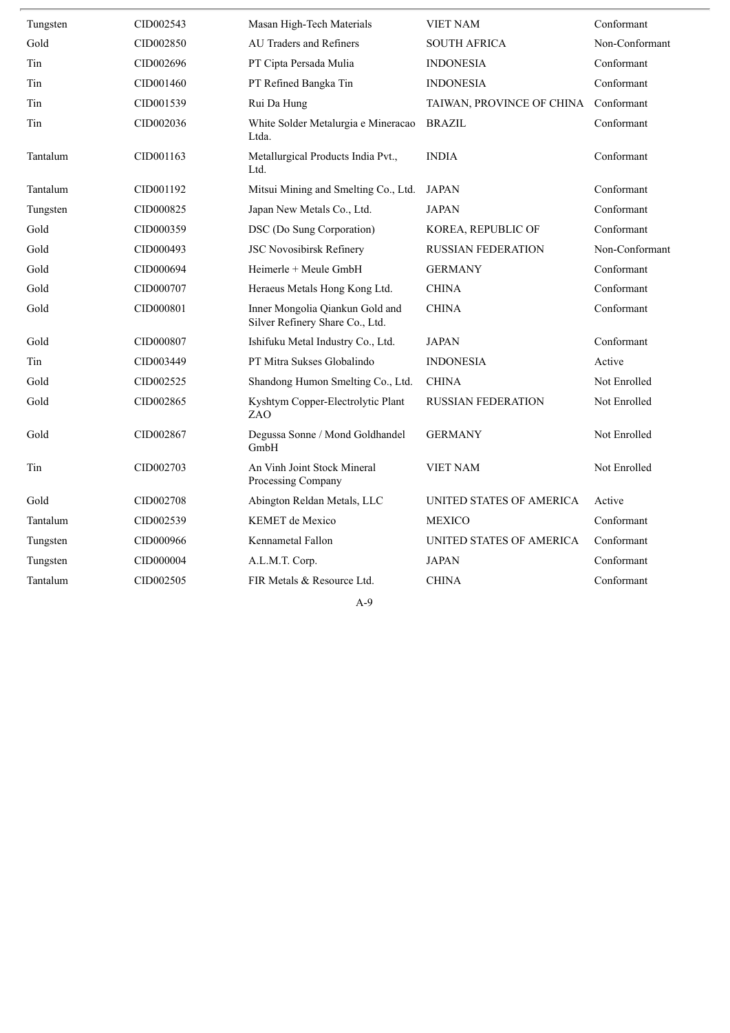| | | | | |
|---|---|---|---|---|
| Tungsten | CID002543 | Masan High-Tech Materials | VIET NAM | Conformant |
| Gold | CID002850 | AU Traders and Refiners | SOUTH AFRICA | Non-Conformant |
| Tin | CID002696 | PT Cipta Persada Mulia | INDONESIA | Conformant |
| Tin | CID001460 | PT Refined Bangka Tin | INDONESIA | Conformant |
| Tin | CID001539 | Rui Da Hung | TAIWAN, PROVINCE OF CHINA | Conformant |
| Tin | CID002036 | White Solder Metalurgia e Mineracao Ltda. | BRAZIL | Conformant |
| Tantalum | CID001163 | Metallurgical Products India Pvt., Ltd. | INDIA | Conformant |
| Tantalum | CID001192 | Mitsui Mining and Smelting Co., Ltd. | JAPAN | Conformant |
| Tungsten | CID000825 | Japan New Metals Co., Ltd. | JAPAN | Conformant |
| Gold | CID000359 | DSC (Do Sung Corporation) | KOREA, REPUBLIC OF | Conformant |
| Gold | CID000493 | JSC Novosibirsk Refinery | RUSSIAN FEDERATION | Non-Conformant |
| Gold | CID000694 | Heimerle + Meule GmbH | GERMANY | Conformant |
| Gold | CID000707 | Heraeus Metals Hong Kong Ltd. | CHINA | Conformant |
| Gold | CID000801 | Inner Mongolia Qiankun Gold and Silver Refinery Share Co., Ltd. | CHINA | Conformant |
| Gold | CID000807 | Ishifuku Metal Industry Co., Ltd. | JAPAN | Conformant |
| Tin | CID003449 | PT Mitra Sukses Globalindo | INDONESIA | Active |
| Gold | CID002525 | Shandong Humon Smelting Co., Ltd. | CHINA | Not Enrolled |
| Gold | CID002865 | Kyshtym Copper-Electrolytic Plant ZAO | RUSSIAN FEDERATION | Not Enrolled |
| Gold | CID002867 | Degussa Sonne / Mond Goldhandel GmbH | GERMANY | Not Enrolled |
| Tin | CID002703 | An Vinh Joint Stock Mineral Processing Company | VIET NAM | Not Enrolled |
| Gold | CID002708 | Abington Reldan Metals, LLC | UNITED STATES OF AMERICA | Active |
| Tantalum | CID002539 | KEMET de Mexico | MEXICO | Conformant |
| Tungsten | CID000966 | Kennametal Fallon | UNITED STATES OF AMERICA | Conformant |
| Tungsten | CID000004 | A.L.M.T. Corp. | JAPAN | Conformant |
| Tantalum | CID002505 | FIR Metals & Resource Ltd. | CHINA | Conformant |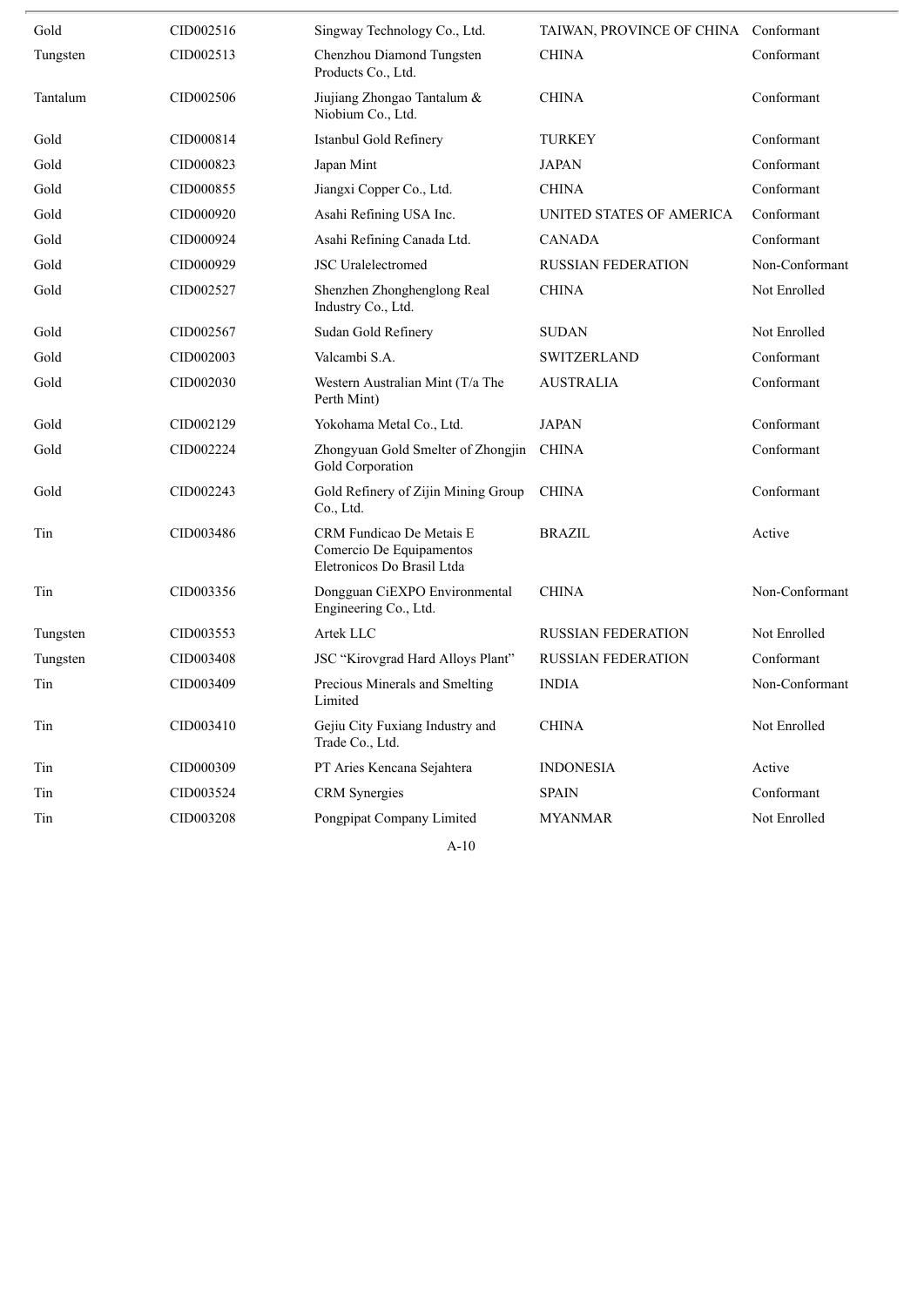| Gold | CID002516 | Singway Technology Co., Ltd. | TAIWAN, PROVINCE OF CHINA | Conformant |
|---|---|---|---|---|
| Tungsten | CID002513 | Chenzhou Diamond Tungsten Products Co., Ltd. | CHINA | Conformant |
| Tantalum | CID002506 | Jiujiang Zhongao Tantalum & Niobium Co., Ltd. | CHINA | Conformant |
| Gold | CID000814 | Istanbul Gold Refinery | TURKEY | Conformant |
| Gold | CID000823 | Japan Mint | JAPAN | Conformant |
| Gold | CID000855 | Jiangxi Copper Co., Ltd. | CHINA | Conformant |
| Gold | CID000920 | Asahi Refining USA Inc. | UNITED STATES OF AMERICA | Conformant |
| Gold | CID000924 | Asahi Refining Canada Ltd. | CANADA | Conformant |
| Gold | CID000929 | JSC Uralelectromed | RUSSIAN FEDERATION | Non-Conformant |
| Gold | CID002527 | Shenzhen Zhonghenglong Real Industry Co., Ltd. | CHINA | Not Enrolled |
| Gold | CID002567 | Sudan Gold Refinery | SUDAN | Not Enrolled |
| Gold | CID002003 | Valcambi S.A. | SWITZERLAND | Conformant |
| Gold | CID002030 | Western Australian Mint (T/a The Perth Mint) | AUSTRALIA | Conformant |
| Gold | CID002129 | Yokohama Metal Co., Ltd. | JAPAN | Conformant |
| Gold | CID002224 | Zhongyuan Gold Smelter of Zhongjin Gold Corporation | CHINA | Conformant |
| Gold | CID002243 | Gold Refinery of Zijin Mining Group Co., Ltd. | CHINA | Conformant |
| Tin | CID003486 | CRM Fundicao De Metais E Comercio De Equipamentos Eletronicos Do Brasil Ltda | BRAZIL | Active |
| Tin | CID003356 | Dongguan CiEXPO Environmental Engineering Co., Ltd. | CHINA | Non-Conformant |
| Tungsten | CID003553 | Artek LLC | RUSSIAN FEDERATION | Not Enrolled |
| Tungsten | CID003408 | JSC “Kirovgrad Hard Alloys Plant” | RUSSIAN FEDERATION | Conformant |
| Tin | CID003409 | Precious Minerals and Smelting Limited | INDIA | Non-Conformant |
| Tin | CID003410 | Gejiu City Fuxiang Industry and Trade Co., Ltd. | CHINA | Not Enrolled |
| Tin | CID000309 | PT Aries Kencana Sejahtera | INDONESIA | Active |
| Tin | CID003524 | CRM Synergies | SPAIN | Conformant |
| Tin | CID003208 | Pongpipat Company Limited | MYANMAR | Not Enrolled |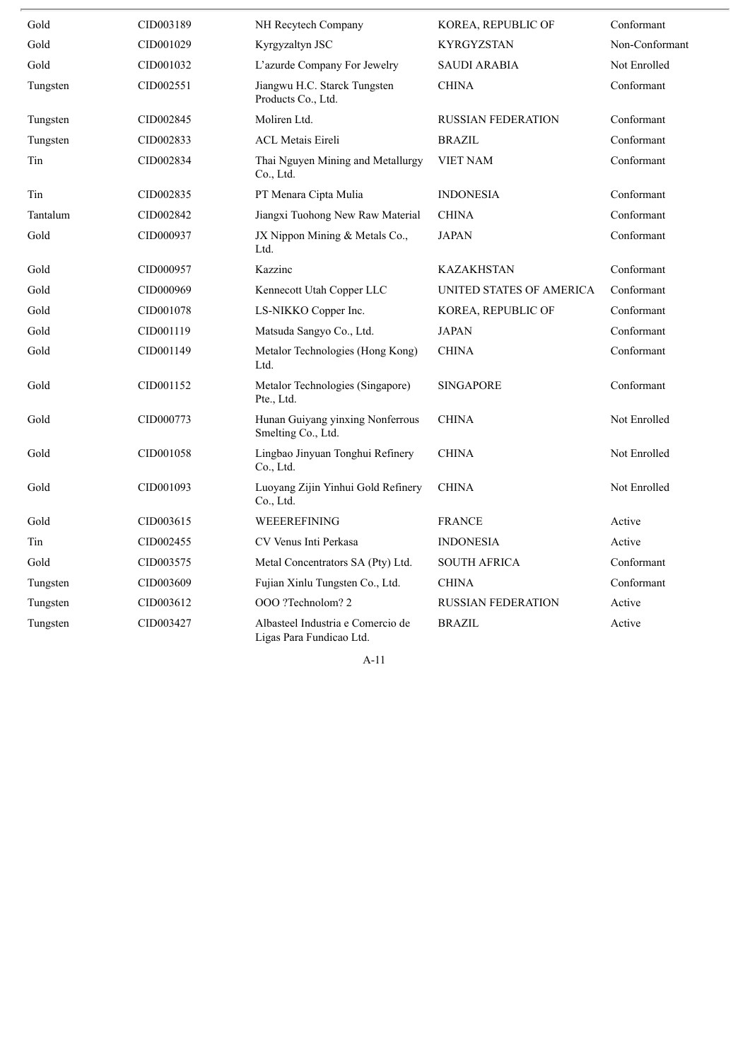| | | | | |
|---|---|---|---|---|
| Gold | CID003189 | NH Recytech Company | KOREA, REPUBLIC OF | Conformant |
| Gold | CID001029 | Kyrgyzaltyn JSC | KYRGYZSTAN | Non-Conformant |
| Gold | CID001032 | L’azurde Company For Jewelry | SAUDI ARABIA | Not Enrolled |
| Tungsten | CID002551 | Jiangwu H.C. Starck Tungsten Products Co., Ltd. | CHINA | Conformant |
| Tungsten | CID002845 | Moliren Ltd. | RUSSIAN FEDERATION | Conformant |
| Tungsten | CID002833 | ACL Metais Eireli | BRAZIL | Conformant |
| Tin | CID002834 | Thai Nguyen Mining and Metallurgy Co., Ltd. | VIET NAM | Conformant |
| Tin | CID002835 | PT Menara Cipta Mulia | INDONESIA | Conformant |
| Tantalum | CID002842 | Jiangxi Tuohong New Raw Material | CHINA | Conformant |
| Gold | CID000937 | JX Nippon Mining & Metals Co., Ltd. | JAPAN | Conformant |
| Gold | CID000957 | Kazzinc | KAZAKHSTAN | Conformant |
| Gold | CID000969 | Kennecott Utah Copper LLC | UNITED STATES OF AMERICA | Conformant |
| Gold | CID001078 | LS-NIKKO Copper Inc. | KOREA, REPUBLIC OF | Conformant |
| Gold | CID001119 | Matsuda Sangyo Co., Ltd. | JAPAN | Conformant |
| Gold | CID001149 | Metalor Technologies (Hong Kong) Ltd. | CHINA | Conformant |
| Gold | CID001152 | Metalor Technologies (Singapore) Pte., Ltd. | SINGAPORE | Conformant |
| Gold | CID000773 | Hunan Guiyang yinxing Nonferrous Smelting Co., Ltd. | CHINA | Not Enrolled |
| Gold | CID001058 | Lingbao Jinyuan Tonghui Refinery Co., Ltd. | CHINA | Not Enrolled |
| Gold | CID001093 | Luoyang Zijin Yinhui Gold Refinery Co., Ltd. | CHINA | Not Enrolled |
| Gold | CID003615 | WEEEREFINING | FRANCE | Active |
| Tin | CID002455 | CV Venus Inti Perkasa | INDONESIA | Active |
| Gold | CID003575 | Metal Concentrators SA (Pty) Ltd. | SOUTH AFRICA | Conformant |
| Tungsten | CID003609 | Fujian Xinlu Tungsten Co., Ltd. | CHINA | Conformant |
| Tungsten | CID003612 | OOO ?Technolom? 2 | RUSSIAN FEDERATION | Active |
| Tungsten | CID003427 | Albasteel Industria e Comercio de Ligas Para Fundicao Ltd. | BRAZIL | Active |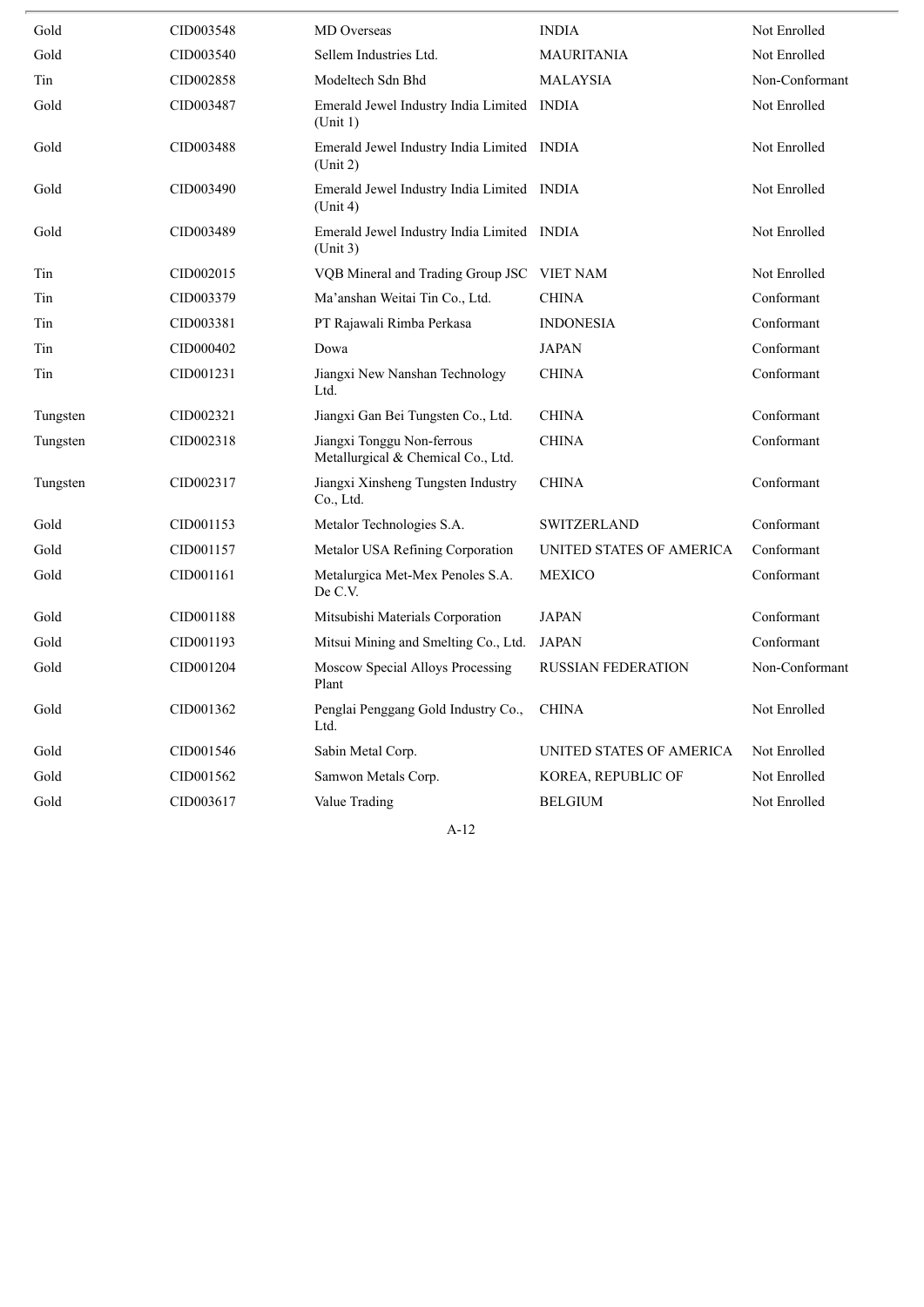| | | | | |
|---|---|---|---|---|
| Gold | CID003548 | MD Overseas | INDIA | Not Enrolled |
| Gold | CID003540 | Sellem Industries Ltd. | MAURITANIA | Not Enrolled |
| Tin | CID002858 | Modeltech Sdn Bhd | MALAYSIA | Non-Conformant |
| Gold | CID003487 | Emerald Jewel Industry India Limited (Unit 1) | INDIA | Not Enrolled |
| Gold | CID003488 | Emerald Jewel Industry India Limited (Unit 2) | INDIA | Not Enrolled |
| Gold | CID003490 | Emerald Jewel Industry India Limited (Unit 4) | INDIA | Not Enrolled |
| Gold | CID003489 | Emerald Jewel Industry India Limited (Unit 3) | INDIA | Not Enrolled |
| Tin | CID002015 | VQB Mineral and Trading Group JSC | VIET NAM | Not Enrolled |
| Tin | CID003379 | Ma'anshan Weitai Tin Co., Ltd. | CHINA | Conformant |
| Tin | CID003381 | PT Rajawali Rimba Perkasa | INDONESIA | Conformant |
| Tin | CID000402 | Dowa | JAPAN | Conformant |
| Tin | CID001231 | Jiangxi New Nanshan Technology Ltd. | CHINA | Conformant |
| Tungsten | CID002321 | Jiangxi Gan Bei Tungsten Co., Ltd. | CHINA | Conformant |
| Tungsten | CID002318 | Jiangxi Tonggu Non-ferrous Metallurgical & Chemical Co., Ltd. | CHINA | Conformant |
| Tungsten | CID002317 | Jiangxi Xinsheng Tungsten Industry Co., Ltd. | CHINA | Conformant |
| Gold | CID001153 | Metalor Technologies S.A. | SWITZERLAND | Conformant |
| Gold | CID001157 | Metalor USA Refining Corporation | UNITED STATES OF AMERICA | Conformant |
| Gold | CID001161 | Metalurgica Met-Mex Penoles S.A. De C.V. | MEXICO | Conformant |
| Gold | CID001188 | Mitsubishi Materials Corporation | JAPAN | Conformant |
| Gold | CID001193 | Mitsui Mining and Smelting Co., Ltd. | JAPAN | Conformant |
| Gold | CID001204 | Moscow Special Alloys Processing Plant | RUSSIAN FEDERATION | Non-Conformant |
| Gold | CID001362 | Penglai Penggang Gold Industry Co., Ltd. | CHINA | Not Enrolled |
| Gold | CID001546 | Sabin Metal Corp. | UNITED STATES OF AMERICA | Not Enrolled |
| Gold | CID001562 | Samwon Metals Corp. | KOREA, REPUBLIC OF | Not Enrolled |
| Gold | CID003617 | Value Trading | BELGIUM | Not Enrolled |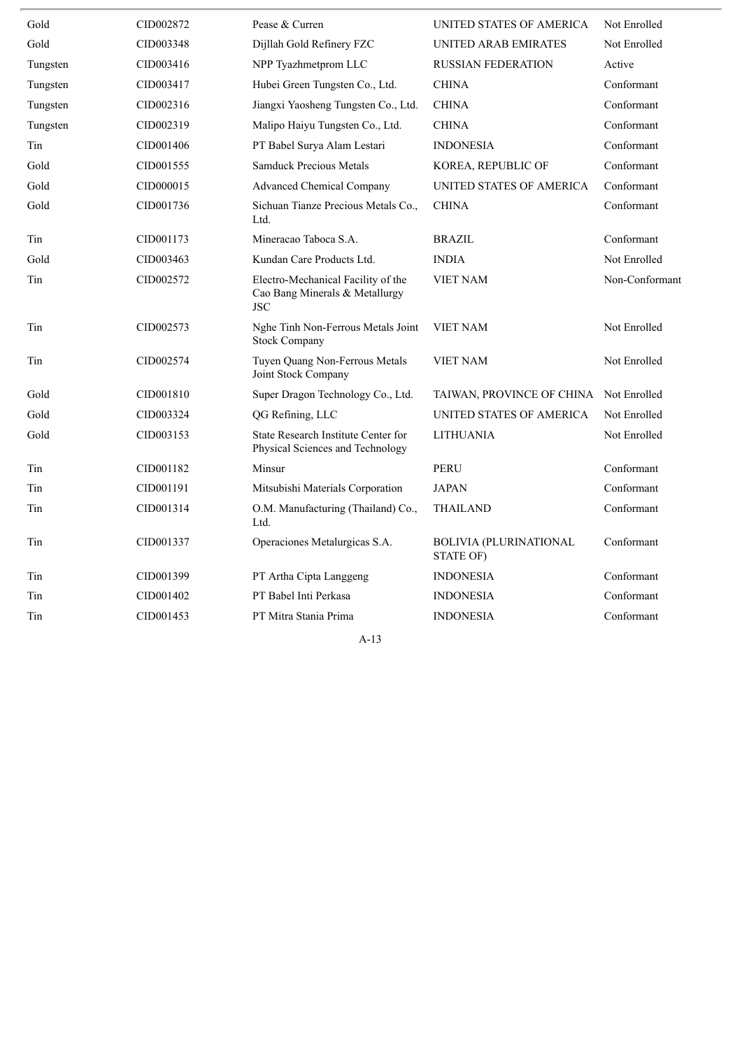| | | | | |
|---|---|---|---|---|
| Gold | CID002872 | Pease & Curren | UNITED STATES OF AMERICA | Not Enrolled |
| Gold | CID003348 | Dijllah Gold Refinery FZC | UNITED ARAB EMIRATES | Not Enrolled |
| Tungsten | CID003416 | NPP Tyazhmetprom LLC | RUSSIAN FEDERATION | Active |
| Tungsten | CID003417 | Hubei Green Tungsten Co., Ltd. | CHINA | Conformant |
| Tungsten | CID002316 | Jiangxi Yaosheng Tungsten Co., Ltd. | CHINA | Conformant |
| Tungsten | CID002319 | Malipo Haiyu Tungsten Co., Ltd. | CHINA | Conformant |
| Tin | CID001406 | PT Babel Surya Alam Lestari | INDONESIA | Conformant |
| Gold | CID001555 | Samduck Precious Metals | KOREA, REPUBLIC OF | Conformant |
| Gold | CID000015 | Advanced Chemical Company | UNITED STATES OF AMERICA | Conformant |
| Gold | CID001736 | Sichuan Tianze Precious Metals Co., Ltd. | CHINA | Conformant |
| Tin | CID001173 | Mineracao Taboca S.A. | BRAZIL | Conformant |
| Gold | CID003463 | Kundan Care Products Ltd. | INDIA | Not Enrolled |
| Tin | CID002572 | Electro-Mechanical Facility of the Cao Bang Minerals & Metallurgy JSC | VIET NAM | Non-Conformant |
| Tin | CID002573 | Nghe Tinh Non-Ferrous Metals Joint Stock Company | VIET NAM | Not Enrolled |
| Tin | CID002574 | Tuyen Quang Non-Ferrous Metals Joint Stock Company | VIET NAM | Not Enrolled |
| Gold | CID001810 | Super Dragon Technology Co., Ltd. | TAIWAN, PROVINCE OF CHINA | Not Enrolled |
| Gold | CID003324 | QG Refining, LLC | UNITED STATES OF AMERICA | Not Enrolled |
| Gold | CID003153 | State Research Institute Center for Physical Sciences and Technology | LITHUANIA | Not Enrolled |
| Tin | CID001182 | Minsur | PERU | Conformant |
| Tin | CID001191 | Mitsubishi Materials Corporation | JAPAN | Conformant |
| Tin | CID001314 | O.M. Manufacturing (Thailand) Co., Ltd. | THAILAND | Conformant |
| Tin | CID001337 | Operaciones Metalurgicas S.A. | BOLIVIA (PLURINATIONAL STATE OF) | Conformant |
| Tin | CID001399 | PT Artha Cipta Langgeng | INDONESIA | Conformant |
| Tin | CID001402 | PT Babel Inti Perkasa | INDONESIA | Conformant |
| Tin | CID001453 | PT Mitra Stania Prima | INDONESIA | Conformant |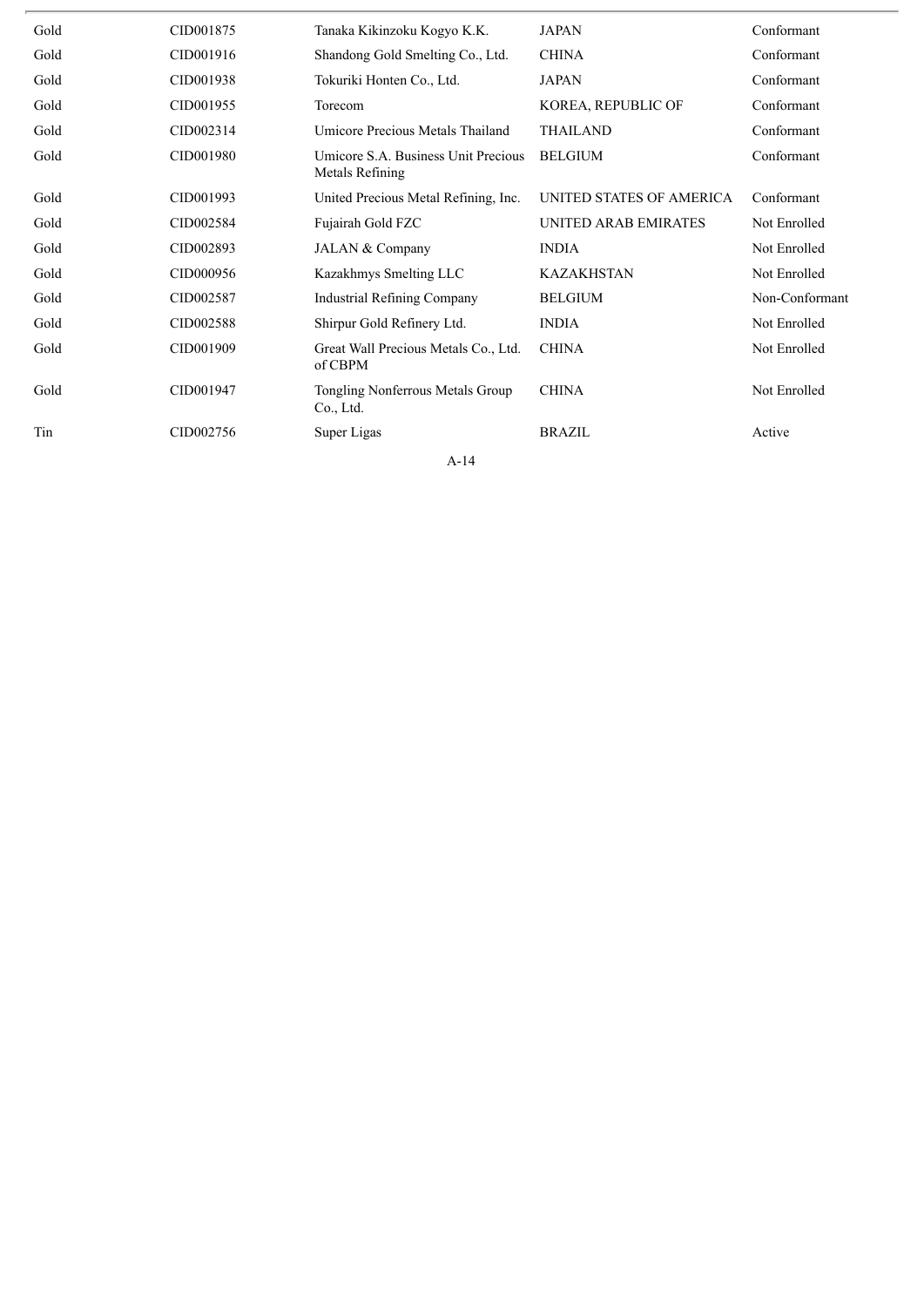| | | | | |
|---|---|---|---|---|
| Gold | CID001875 | Tanaka Kikinzoku Kogyo K.K. | JAPAN | Conformant |
| Gold | CID001916 | Shandong Gold Smelting Co., Ltd. | CHINA | Conformant |
| Gold | CID001938 | Tokuriki Honten Co., Ltd. | JAPAN | Conformant |
| Gold | CID001955 | Torecom | KOREA, REPUBLIC OF | Conformant |
| Gold | CID002314 | Umicore Precious Metals Thailand | THAILAND | Conformant |
| Gold | CID001980 | Umicore S.A. Business Unit Precious Metals Refining | BELGIUM | Conformant |
| Gold | CID001993 | United Precious Metal Refining, Inc. | UNITED STATES OF AMERICA | Conformant |
| Gold | CID002584 | Fujairah Gold FZC | UNITED ARAB EMIRATES | Not Enrolled |
| Gold | CID002893 | JALAN & Company | INDIA | Not Enrolled |
| Gold | CID000956 | Kazakhmys Smelting LLC | KAZAKHSTAN | Not Enrolled |
| Gold | CID002587 | Industrial Refining Company | BELGIUM | Non-Conformant |
| Gold | CID002588 | Shirpur Gold Refinery Ltd. | INDIA | Not Enrolled |
| Gold | CID001909 | Great Wall Precious Metals Co., Ltd. of CBPM | CHINA | Not Enrolled |
| Gold | CID001947 | Tongling Nonferrous Metals Group Co., Ltd. | CHINA | Not Enrolled |
| Tin | CID002756 | Super Ligas | BRAZIL | Active |